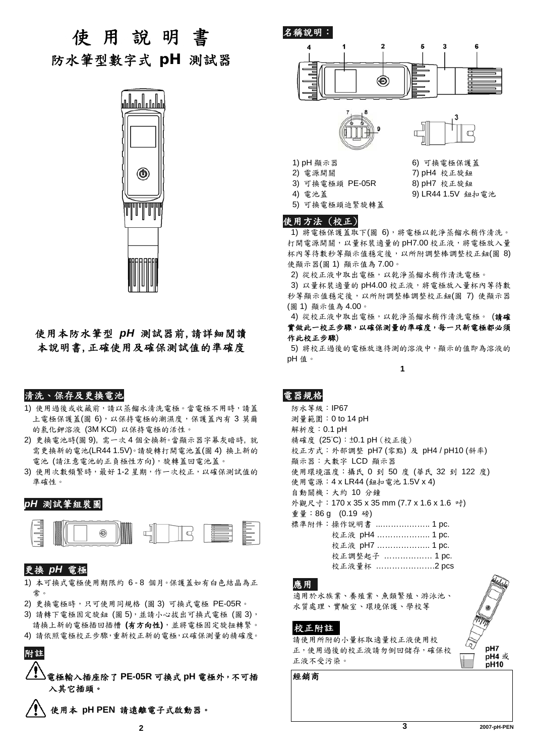# 使 用 說 明 書

## 防水筆型數字式 pH 測試器

**使用本防水筆型 *pH* 測試器前, 請詳細閱讀本說明書, 正確使用及確保測試值的準確度**

## 名稱說明：

1) pH 顯示器
2) 電源開關
3) 可換電極頭 PE-05R
4) 電池蓋
5) 可換電極頭迫緊旋轉蓋
6) 可換電極保護蓋
7) pH4 校正旋鈕
8) pH7 校正旋鈕
9) LR44 1.5V 鈕扣電池

## 使用方法（校正）

1) 將電極保護蓋取下(圖 6)，將電極以乾淨蒸餾水稍作清洗。打開電源開關，以量杯裝適量的 pH7.00 校正液，將電極放入量杯內等待數秒等顯示值穩定後，以所附調整棒調整校正鈕(圖 8)使顯示器(圖 1) 顯示值為 7.00。

2) 從校正液中取出電極，以乾淨蒸餾水稍作清洗電極。

3) 以量杯裝適量的 pH4.00 校正液，將電極放入量杯內等待數秒等顯示值穩定後，以所附調整棒調整校正鈕(圖 7) 使顯示器(圖 1) 顯示值為 4.00。

4) 從校正液中取出電極，以乾淨蒸餾水稍作清洗電極。(**請確實做此一校正步驟，以確保測量的準確度，每一只新電極都必須作此校正步驟**)

5) 將校正過後的電極放進待測的溶液中，顯示的值即為溶液的 pH 值。

## 清洗、保存及更換電池

1) 使用過後或收藏前，請以蒸餾水清洗電極。當電極不用時，請蓋上電極保護蓋(圖 6)，以保持電極的潮濕度，保護蓋內有 3 莫爾的氯化鉀溶液 (3M KCl) 以保持電極的活性。
2) 更換電池時(圖 9), 需一次 4 個全換新。當顯示器字幕灰暗時, 就需更換新的電池(LR44 1.5V)。請旋轉打開電池蓋(圖 4) 換上新的電池 (請注意電池的正負極性方向)，旋轉蓋回電池蓋。
3) 使用次數頻繁時，最好 1-2 星期，作一次校正，以確保測試值的準確性。

## *pH* 測試筆組裝圖

## 更換 *pH* 電極

1) 本可換式電極使用期限約 6 - 8 個月。保護蓋如有白色結晶為正常。
2) 更換電極時，只可使用同規格 (圖 3) 可換式電極 PE-05R。
3) 請轉下電極固定旋鈕 (圖 5)，並請小心拔出可換式電極 (圖 3)，請換上新的電極插回插槽 (**有方向性**)，並將電極固定旋扭轉緊。
4) 請依照電極校正步驟，重新校正新的電極，以確保測量的精確度。

## 附註

**電極輸入插座除了 PE-05R 可換式 pH 電極外，不可插入其它插頭。**

**使用本 pH PEN 請遠離電子式啟動器。**

## 電器規格

防水等級：IP67
測量範圍：0 to 14 pH
解析度：0.1 pH
精確度 (25℃)：±0.1 pH（校正後）
校正方式：外部調整 pH7 (零點) 及 pH4 / pH10 (斜率)
顯示器：大數字 LCD 顯示器
使用環境溫度：攝氏 0 到 50 度 (華氏 32 到 122 度)
使用電源：4 x LR44 (鈕扣電池 1.5V x 4)
自動關機：大約 10 分鐘
外觀尺寸：170 x 35 x 35 mm (7.7 x 1.6 x 1.6 吋)
重量：86 g (0.19 磅)
標準附件：操作說明書 ..................... 1 pc.
校正液 pH4 ..................... 1 pc.
校正液 pH7 ..................... 1 pc.
校正調整起子 .................. 1 pc.
校正液量杯 ......................2 pcs

## 應用

適用於水族業、養殖業、魚類繁殖、游泳池、水質處理、實驗室、環境保護、學校等

## 校正附註

請使用所附的小量杯取適量校正液使用校正，使用過後的校正液請勿倒回儲存，確保校正液不受污染。

pH7
pH4 或
pH10

經銷商

2007-pH-PEN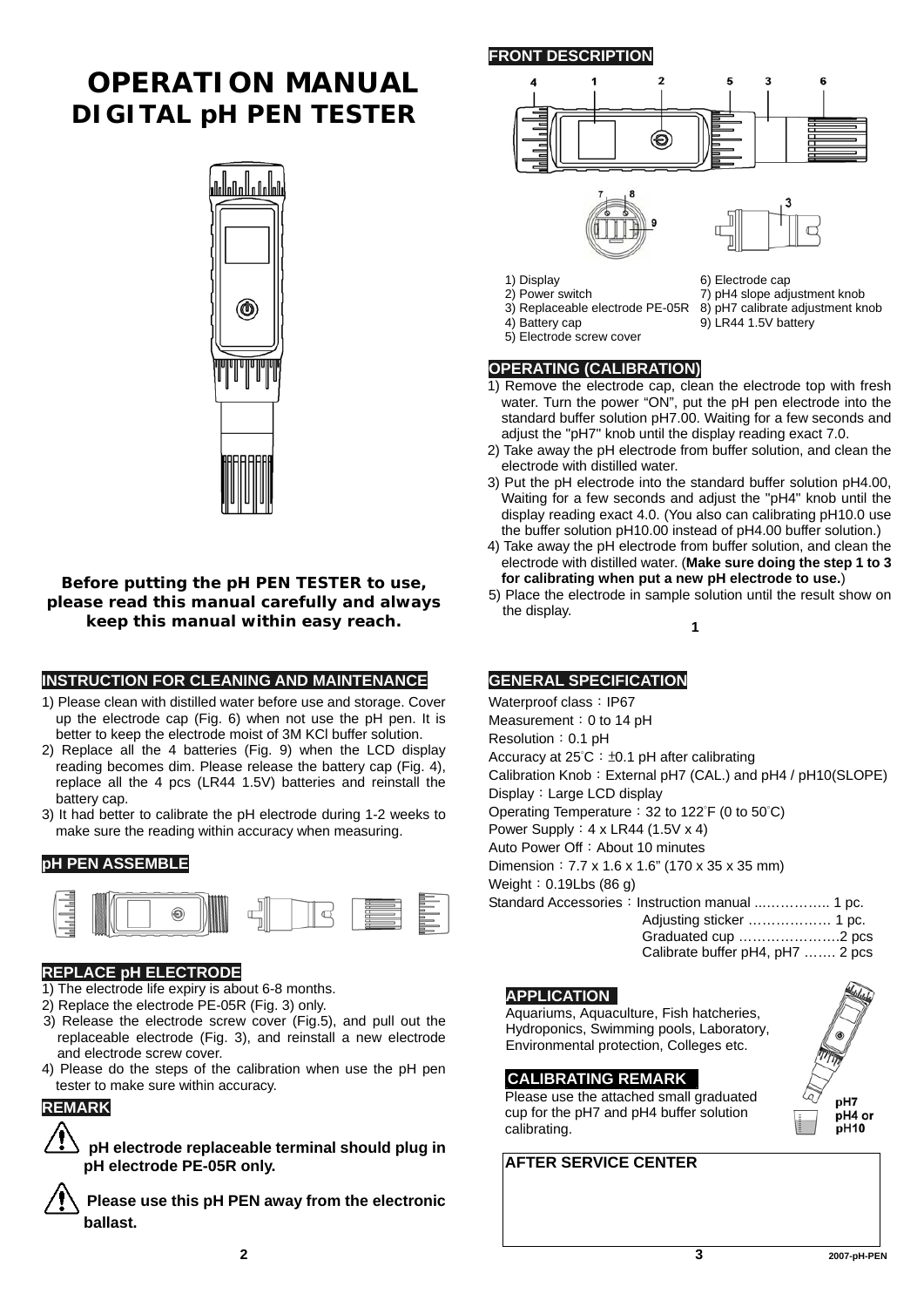# OPERATION MANUAL
# DIGITAL pH PEN TESTER

**Before putting the pH PEN TESTER to use, please read this manual carefully and always keep this manual within easy reach.**

## FRONT DESCRIPTION

1) Display
2) Power switch
3) Replaceable electrode PE-05R
4) Battery cap
5) Electrode screw cover
6) Electrode cap
7) pH4 slope adjustment knob
8) pH7 calibrate adjustment knob
9) LR44 1.5V battery

## OPERATING (CALIBRATION)

1) Remove the electrode cap, clean the electrode top with fresh water. Turn the power "ON", put the pH pen electrode into the standard buffer solution pH7.00. Waiting for a few seconds and adjust the "pH7" knob until the display reading exact 7.0.
2) Take away the pH electrode from buffer solution, and clean the electrode with distilled water.
3) Put the pH electrode into the standard buffer solution pH4.00, Waiting for a few seconds and adjust the "pH4" knob until the display reading exact 4.0. (You also can calibrating pH10.0 use the buffer solution pH10.00 instead of pH4.00 buffer solution.)
4) Take away the pH electrode from buffer solution, and clean the electrode with distilled water. (**Make sure doing the step 1 to 3 for calibrating when put a new pH electrode to use.**)
5) Place the electrode in sample solution until the result show on the display.

## INSTRUCTION FOR CLEANING AND MAINTENANCE

1) Please clean with distilled water before use and storage. Cover up the electrode cap (Fig. 6) when not use the pH pen. It is better to keep the electrode moist of 3M KCl buffer solution.
2) Replace all the 4 batteries (Fig. 9) when the LCD display reading becomes dim. Please release the battery cap (Fig. 4), replace all the 4 pcs (LR44 1.5V) batteries and reinstall the battery cap.
3) It had better to calibrate the pH electrode during 1-2 weeks to make sure the reading within accuracy when measuring.

## pH PEN ASSEMBLE

## REPLACE pH ELECTRODE

1) The electrode life expiry is about 6-8 months.
2) Replace the electrode PE-05R (Fig. 3) only.
3) Release the electrode screw cover (Fig.5), and pull out the replaceable electrode (Fig. 3), and reinstall a new electrode and electrode screw cover.
4) Please do the steps of the calibration when use the pH pen tester to make sure within accuracy.

## REMARK

**pH electrode replaceable terminal should plug in pH electrode PE-05R only.**

**Please use this pH PEN away from the electronic ballast.**

## GENERAL SPECIFICATION

Waterproof class：IP67
Measurement：0 to 14 pH
Resolution：0.1 pH
Accuracy at 25°C：±0.1 pH after calibrating
Calibration Knob：External pH7 (CAL.) and pH4 / pH10(SLOPE)
Display：Large LCD display
Operating Temperature：32 to 122°F (0 to 50°C)
Power Supply：4 x LR44 (1.5V x 4)
Auto Power Off：About 10 minutes
Dimension：7.7 x 1.6 x 1.6" (170 x 35 x 35 mm)
Weight：0.19Lbs (86 g)
Standard Accessories：Instruction manual ..…………. 1 pc.
Adjusting sticker ……………… 1 pc.
Graduated cup ………………….2 pcs
Calibrate buffer pH4, pH7 ……. 2 pcs

## APPLICATION

Aquariums, Aquaculture, Fish hatcheries, Hydroponics, Swimming pools, Laboratory, Environmental protection, Colleges etc.

## CALIBRATING REMARK

Please use the attached small graduated cup for the pH7 and pH4 buffer solution calibrating.

pH7
pH4 or
pH10

## AFTER SERVICE CENTER

2007-pH-PEN